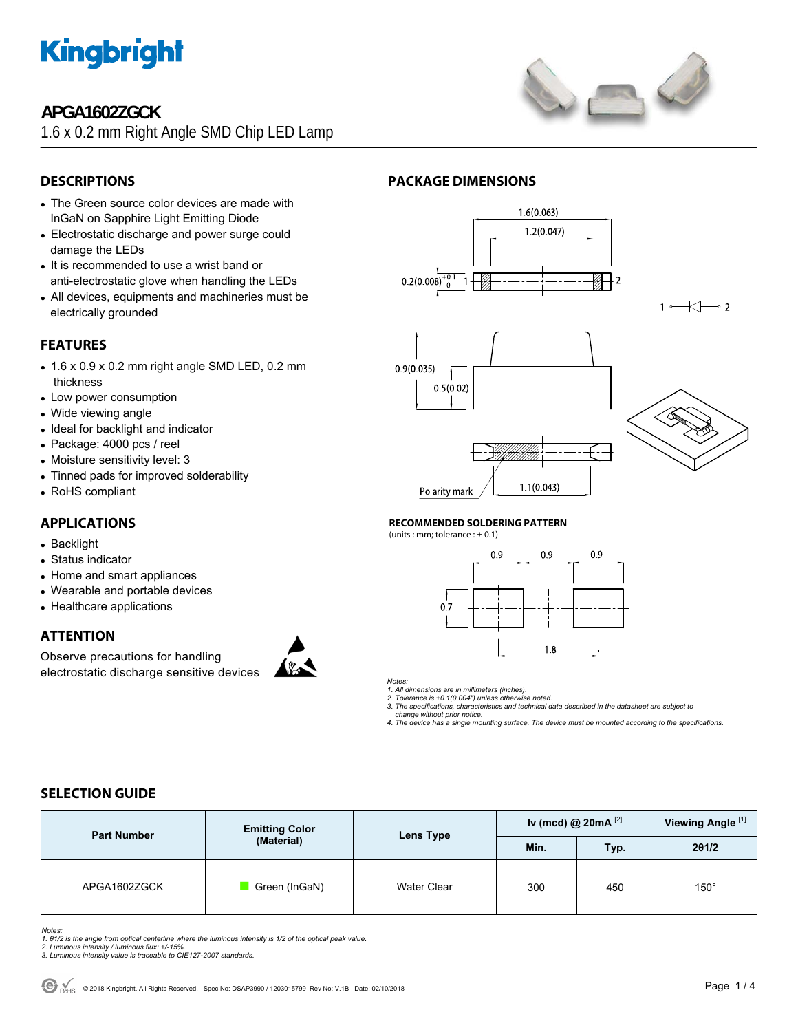# APGA1602ZGCK

1.6 x 0.2 mm Right Angle SMD Chip LED Lamp

## DESCRIPTIONS

- The Green source color devices are made with InGaN on Sapphire Light Emitting Diode
- Electrostatic discharge and power surge could damage the LEDs
- It is recommended to use a wrist band or anti-electrostatic glove when handling the LEDs
- All devices, equipments and machineries must be electrically grounded

## FEATURES

- 1.6 x 0.9 x 0.2 mm right angle SMD LED, 0.2 mm thickness
- Low power consumption
- Wide viewing angle
- Ideal for backlight and indicator
- Package: 4000 pcs / reel
- Moisture sensitivity level: 3
- Tinned pads for improved solderability
- RoHS compliant

## APPLICATIONS

- Backlight
- Status indicator
- Home and smart appliances
- Wearable and portable devices
- Healthcare applications

## ATTENTION

Observe precautions for handling electrostatic discharge sensitive devices

## PACKAGE DIMENSIONS

1.6(0.063)
1.2(0.047)
$0.2(0.008)^{+0.1}_{-0}$
0.9(0.035)
0.5(0.02)
1.1(0.043)
Polarity mark

### RECOMMENDED SOLDERING PATTERN

(units : mm; tolerance : ± 0.1)

0.9 0.9 0.9
0.7
1.8

*Notes:*
*1. All dimensions are in millimeters (inches).*
*2. Tolerance is ±0.1(0.004") unless otherwise noted.*
*3. The specifications, characteristics and technical data described in the datasheet are subject to change without prior notice.*
*4. The device has a single mounting surface. The device must be mounted according to the specifications.*

## SELECTION GUIDE

| Part Number | Emitting Color (Material) | Lens Type | Iv (mcd) @ 20mA [2] | | Viewing Angle [1] |
|---|---|---|---|---|---|
| | | | Min. | Typ. | 2θ1/2 |
| APGA1602ZGCK | Green (InGaN) | Water Clear | 300 | 450 | 150° |

*Notes:*
*1. θ1/2 is the angle from optical centerline where the luminous intensity is 1/2 of the optical peak value.*
*2. Luminous intensity / luminous flux: +/-15%.*
*3. Luminous intensity value is traceable to CIE127-2007 standards.*

© 2018 Kingbright. All Rights Reserved. Spec No: DSAP3990 / 1203015799 Rev No: V.1B Date: 02/10/2018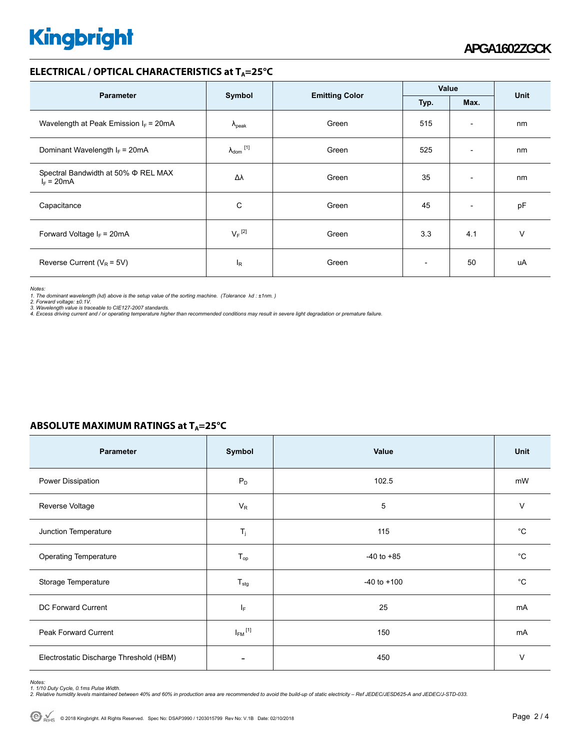## ELECTRICAL / OPTICAL CHARACTERISTICS at $T_A$=25°C

| Parameter | Symbol | Emitting Color | Value | | Unit |
|---|---|---|---|---|---|
| | | | Typ. | Max. | |
| Wavelength at Peak Emission $I_F$ = 20mA | $\lambda_{peak}$ | Green | 515 | - | nm |
| Dominant Wavelength $I_F$ = 20mA | $\lambda_{dom}$ [1] | Green | 525 | - | nm |
| Spectral Bandwidth at 50% Φ REL MAX $I_F$ = 20mA | Δλ | Green | 35 | - | nm |
| Capacitance | C | Green | 45 | - | pF |
| Forward Voltage $I_F$ = 20mA | $V_F$ [2] | Green | 3.3 | 4.1 | V |
| Reverse Current ($V_R$ = 5V) | $I_R$ | Green | - | 50 | uA |

*Notes:*
*1. The dominant wavelength (λd) above is the setup value of the sorting machine. (Tolerance λd : ±1nm. )*
*2. Forward voltage: ±0.1V.*
*3. Wavelength value is traceable to CIE127-2007 standards.*
*4. Excess driving current and / or operating temperature higher than recommended conditions may result in severe light degradation or premature failure.*

## ABSOLUTE MAXIMUM RATINGS at $T_A$=25°C

| Parameter | Symbol | Value | Unit |
|---|---|---|---|
| Power Dissipation | $P_D$ | 102.5 | mW |
| Reverse Voltage | $V_R$ | 5 | V |
| Junction Temperature | $T_j$ | 115 | °C |
| Operating Temperature | $T_{op}$ | -40 to +85 | °C |
| Storage Temperature | $T_{stg}$ | -40 to +100 | °C |
| DC Forward Current | $I_F$ | 25 | mA |
| Peak Forward Current | $I_{FM}$ [1] | 150 | mA |
| Electrostatic Discharge Threshold (HBM) | - | 450 | V |

*Notes:*
*1. 1/10 Duty Cycle, 0.1ms Pulse Width.*
*2. Relative humidity levels maintained between 40% and 60% in production area are recommended to avoid the build-up of static electricity – Ref JEDEC/JESD625-A and JEDEC/J-STD-033.*

© 2018 Kingbright. All Rights Reserved. Spec No: DSAP3990 / 1203015799 Rev No: V.1B Date: 02/10/2018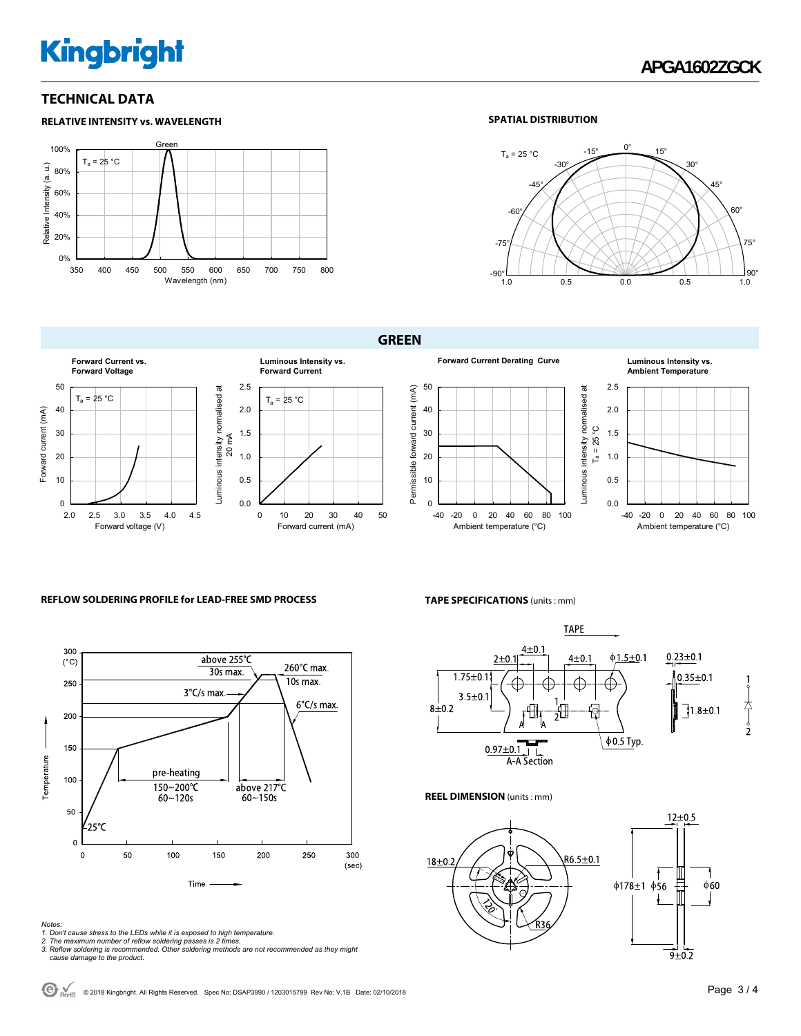# TECHNICAL DATA

### RELATIVE INTENSITY vs. WAVELENGTH

$T_a$ = 25 °C

Green

Relative Intensity (a. u.)

Wavelength (nm)

### SPATIAL DISTRIBUTION

$T_a$ = 25 °C

## GREEN

**Forward Current vs. Forward Voltage**

$T_a$ = 25 °C

Forward current (mA)

Forward voltage (V)

**Luminous Intensity vs. Forward Current**

$T_a$ = 25 °C

Luminous intensity normalised at 20 mA

Forward current (mA)

**Forward Current Derating Curve**

Permissible forward current (mA)

Ambient temperature (°C)

**Luminous Intensity vs. Ambient Temperature**

Luminous intensity normalised at $T_a$ = 25 °C

Ambient temperature (°C)

### REFLOW SOLDERING PROFILE for LEAD-FREE SMD PROCESS

- above 255°C, 30s max.
- 260°C max., 10s max.
- 3°C/s max.
- 6°C/s max.
- pre-heating 150~200°C, 60~120s
- above 217°C, 60~150s
- 25°C

Temperature (°C)

Time (sec)

*Notes:*
*1. Don't cause stress to the LEDs while it is exposed to high temperature.*
*2. The maximum number of reflow soldering passes is 2 times.*
*3. Reflow soldering is recommended. Other soldering methods are not recommended as they might cause damage to the product.*

### TAPE SPECIFICATIONS (units : mm)

TAPE

- 4±0.1
- 2±0.1
- 4±0.1
- ϕ1.5±0.1
- 0.23±0.1
- 1.75±0.1
- 0.35±0.1
- 3.5±0.1
- 8±0.2
- 1.8±0.1
- ϕ0.5 Typ.
- 0.97±0.1
- A-A Section

### REEL DIMENSION (units : mm)

- 18±0.2
- R6.5±0.1
- 120°
- R36
- 12±0.5
- ϕ178±1
- ϕ56
- ϕ60
- 9±0.2

© 2018 Kingbright. All Rights Reserved. Spec No: DSAP3990 / 1203015799 Rev No: V.1B Date: 02/10/2018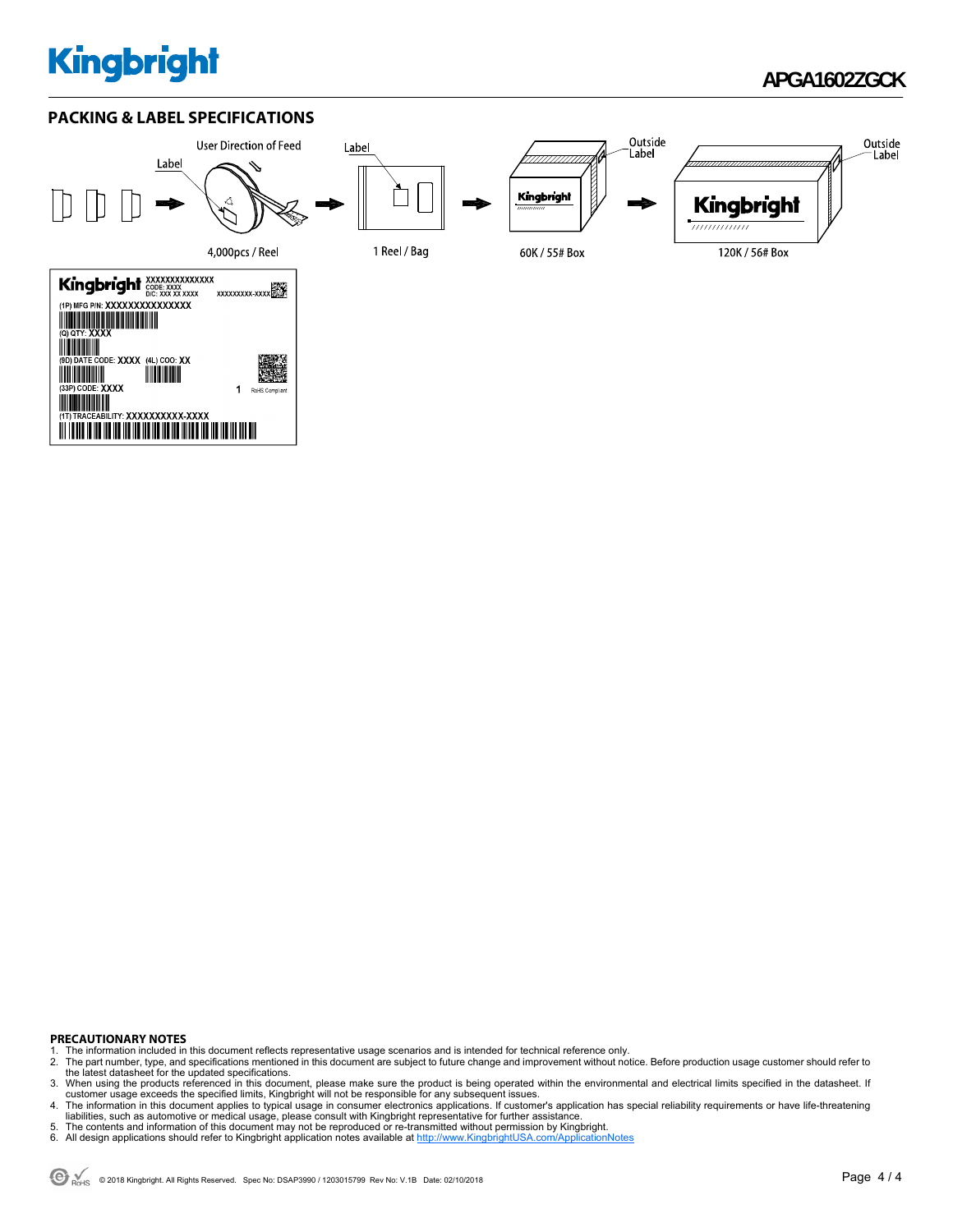## PACKING & LABEL SPECIFICATIONS

Label

User Direction of Feed

Label

Outside Label

Outside Label

4,000pcs / Reel

1 Reel / Bag

60K / 55# Box

120K / 56# Box

Kingbright XXXXXXXXXXXXXX
CODE: XXXX
D/C: XXX XX XXXX
XXXXXXXXX-XXXX
(1P) MFG P/N: XXXXXXXXXXXXXXX
(Q) QTY: XXXX
(9D) DATE CODE: XXXX (4L) COO: XX
(33P) CODE: XXXX
1 RoHS Compliant
(1T) TRACEABILITY: XXXXXXXXXX-XXXX

**PRECAUTIONARY NOTES**

1. The information included in this document reflects representative usage scenarios and is intended for technical reference only.
2. The part number, type, and specifications mentioned in this document are subject to future change and improvement without notice. Before production usage customer should refer to the latest datasheet for the updated specifications.
3. When using the products referenced in this document, please make sure the product is being operated within the environmental and electrical limits specified in the datasheet. If customer usage exceeds the specified limits, Kingbright will not be responsible for any subsequent issues.
4. The information in this document applies to typical usage in consumer electronics applications. If customer's application has special reliability requirements or have life-threatening liabilities, such as automotive or medical usage, please consult with Kingbright representative for further assistance.
5. The contents and information of this document may not be reproduced or re-transmitted without permission by Kingbright.
6. All design applications should refer to Kingbright application notes available at http://www.KingbrightUSA.com/ApplicationNotes

© 2018 Kingbright. All Rights Reserved. Spec No: DSAP3990 / 1203015799 Rev No: V.1B Date: 02/10/2018